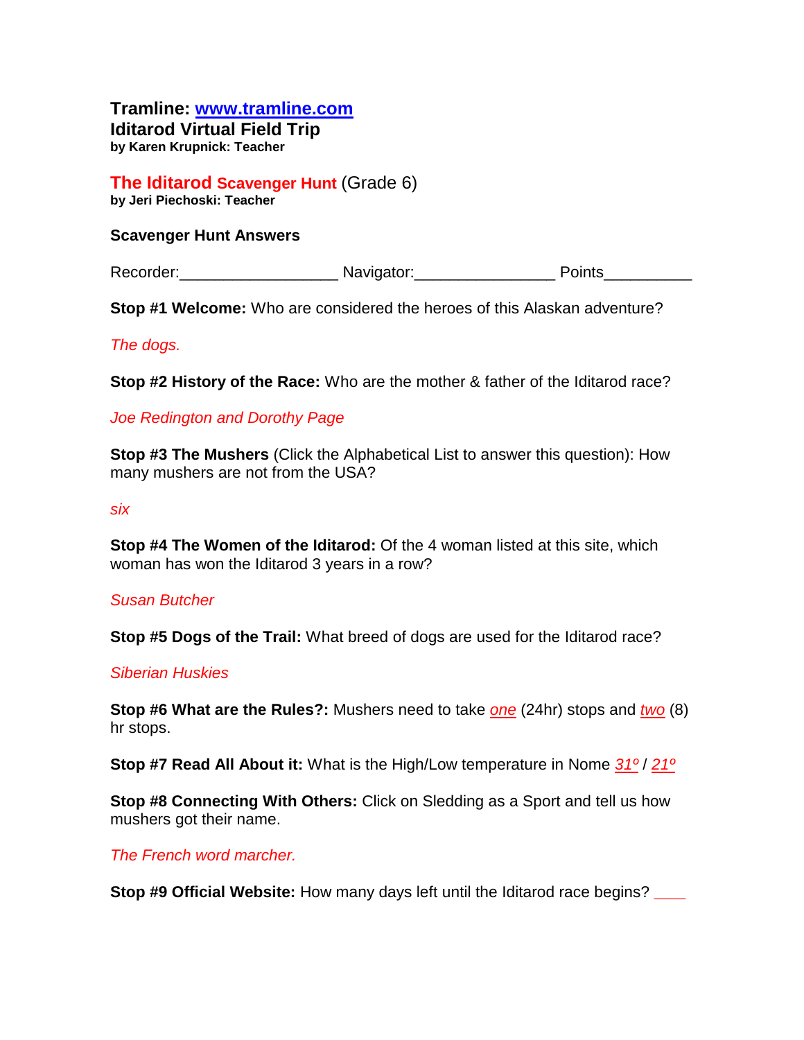**Tramline: [www.tramline.com](http://www.tramline.com)**
**Iditarod Virtual Field Trip**
**by Karen Krupnick: Teacher**

**The Iditarod Scavenger Hunt** (Grade 6)
**by Jeri Piechoski: Teacher**

**Scavenger Hunt Answers**

Recorder:_________________ Navigator:_______________ Points__________

**Stop #1 Welcome:** Who are considered the heroes of this Alaskan adventure?

*The dogs.*

**Stop #2 History of the Race:** Who are the mother & father of the Iditarod race?

*Joe Redington and Dorothy Page*

**Stop #3 The Mushers** (Click the Alphabetical List to answer this question): How many mushers are not from the USA?

*six*

**Stop #4 The Women of the Iditarod:** Of the 4 woman listed at this site, which woman has won the Iditarod 3 years in a row?

*Susan Butcher*

**Stop #5 Dogs of the Trail:** What breed of dogs are used for the Iditarod race?

*Siberian Huskies*

**Stop #6 What are the Rules?:** Mushers need to take *one* (24hr) stops and *two* (8) hr stops.

**Stop #7 Read All About it:** What is the High/Low temperature in Nome *31º* / *21º*

**Stop #8 Connecting With Others:** Click on Sledding as a Sport and tell us how mushers got their name.

*The French word marcher.*

**Stop #9 Official Website:** How many days left until the Iditarod race begins? ____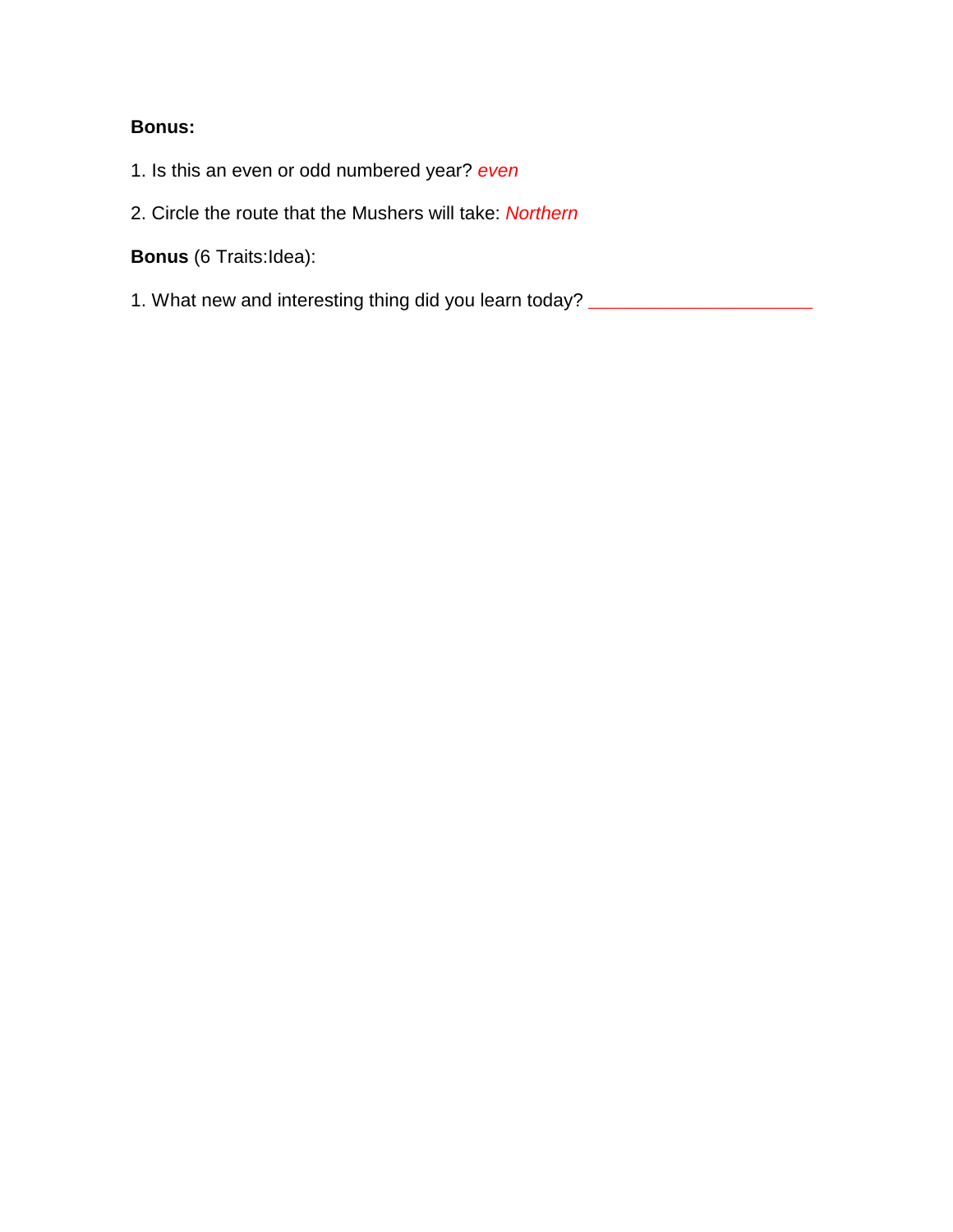**Bonus:**

1. Is this an even or odd numbered year? *even*

2. Circle the route that the Mushers will take: *Northern*

**Bonus** (6 Traits:Idea):

1. What new and interesting thing did you learn today? ______________________